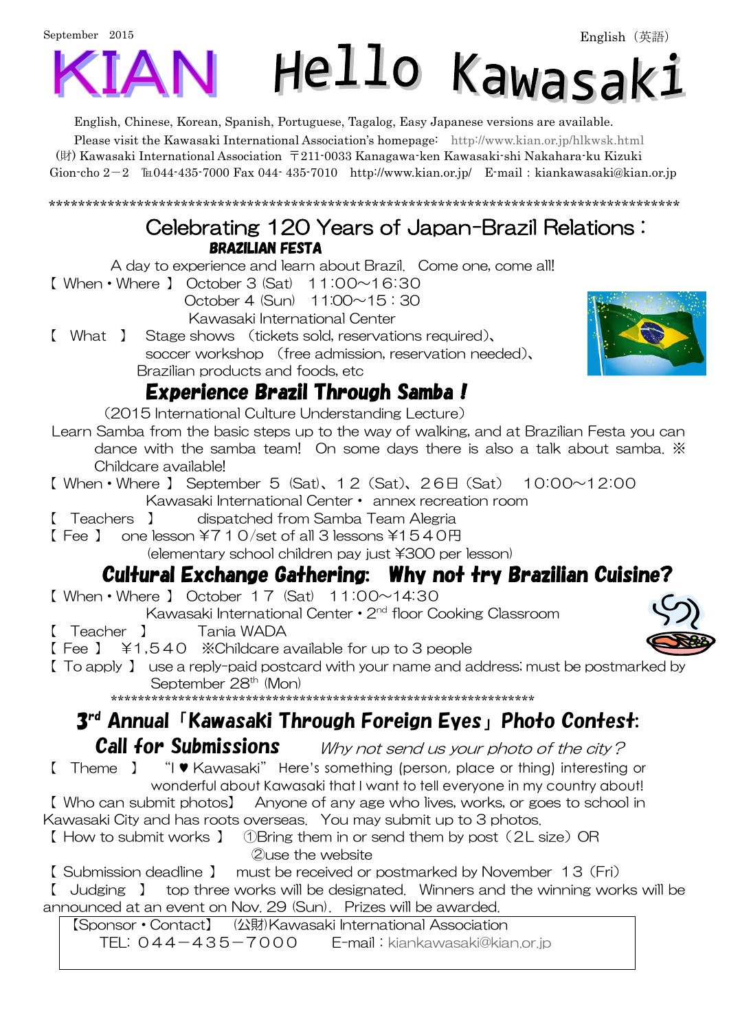September 2015

English（英語）

# KIAN Hello Kawasaki

English, Chinese, Korean, Spanish, Portuguese, Tagalog, Easy Japanese versions are available.

Please visit the Kawasaki International Association's homepage: http://www.kian.or.jp/hlkwsk.html

(財) Kawasaki International Association 〒211-0033 Kanagawa-ken Kawasaki-shi Nakahara-ku Kizuki Gion-cho 2－2 ℡044-435-7000 Fax 044- 435-7010 http://www.kian.or.jp/ E-mail : kiankawasaki@kian.or.jp

*****************************************************************************************

## Celebrating 120 Years of Japan-Brazil Relations：

### BRAZILIAN FESTA

A day to experience and learn about Brazil. Come one, come all!

【 When・Where 】 October 3 (Sat) 11:00～16:30
October 4 (Sun) 11:00～15：30
Kawasaki International Center

【 What 】 Stage shows （tickets sold, reservations required）、
soccer workshop （free admission, reservation needed）、
Brazilian products and foods, etc

## Experience Brazil Through Samba！

（2015 International Culture Understanding Lecture）

Learn Samba from the basic steps up to the way of walking, and at Brazilian Festa you can dance with the samba team! On some days there is also a talk about samba. ※ Childcare available!

【 When・Where 】 September 5 (Sat)、12 (Sat)、26日 (Sat) 10:00～12:00
Kawasaki International Center・ annex recreation room

【 Teachers 】 dispatched from Samba Team Alegria

【 Fee 】 one lesson ￥710/set of all 3 lessons ￥1540円
(elementary school children pay just ￥300 per lesson)

## Cultural Exchange Gathering: Why not try Brazilian Cuisine?

【 When・Where 】 October 17 (Sat) 11:00～14:30
Kawasaki International Center・2nd floor Cooking Classroom

【 Teacher 】 Tania WADA

【 Fee 】 ￥1,540 ※Childcare available for up to 3 people

【 To apply 】 use a reply-paid postcard with your name and address; must be postmarked by September 28th (Mon)

*****************************************************************

## 3rd Annual「Kawasaki Through Foreign Eyes」Photo Contest:

### Call for Submissions *Why not send us your photo of the city？*

【 Theme 】 "I ♥ Kawasaki" Here's something (person, place or thing) interesting or wonderful about Kawasaki that I want to tell everyone in my country about!

【 Who can submit photos】 Anyone of any age who lives, works, or goes to school in Kawasaki City and has roots overseas. You may submit up to 3 photos.

【 How to submit works 】 ①Bring them in or send them by post（2L size）OR
②use the website

【 Submission deadline 】 must be received or postmarked by November 13（Fri）

【 Judging 】 top three works will be designated. Winners and the winning works will be announced at an event on Nov. 29 (Sun). Prizes will be awarded.

【Sponsor・Contact】 (公財)Kawasaki International Association
TEL: 044－435－7000 E-mail：kiankawasaki@kian.or.jp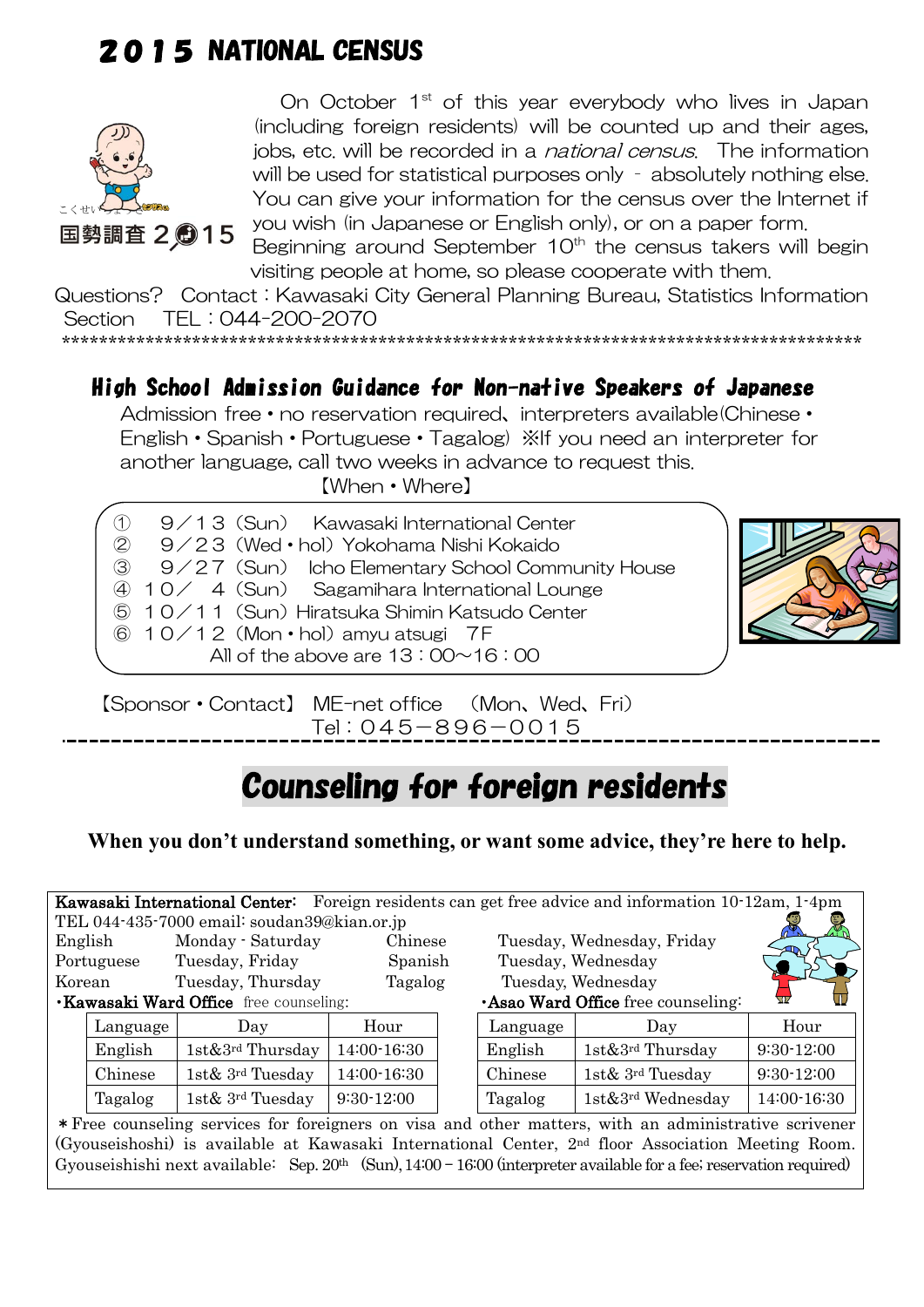# 2015 NATIONAL CENSUS

国勢調査 2015

On October 1st of this year everybody who lives in Japan (including foreign residents) will be counted up and their ages, jobs, etc. will be recorded in a *national census*. The information will be used for statistical purposes only – absolutely nothing else. You can give your information for the census over the Internet if you wish (in Japanese or English only), or on a paper form. Beginning around September 10th the census takers will begin visiting people at home, so please cooperate with them.

Questions? Contact：Kawasaki City General Planning Bureau, Statistics Information Section TEL：044-200-2070

*******************************************************************************************

## High School Admission Guidance for Non-native Speakers of Japanese

Admission free・no reservation required、interpreters available(Chinese・English・Spanish・Portuguese・Tagalog) ※If you need an interpreter for another language, call two weeks in advance to request this.

【When・Where】

① ９／１３ (Sun) Kawasaki International Center
② ９／２３ (Wed・hol) Yokohama Nishi Kokaido
③ ９／２７ (Sun) Icho Elementary School Community House
④ １０／ ４ (Sun) Sagamihara International Lounge
⑤ １０／１１ (Sun) Hiratsuka Shimin Katsudo Center
⑥ １０／１２ (Mon・hol) amyu atsugi 7F

All of the above are 13：00～16：00

【Sponsor・Contact】 ME-net office (Mon、Wed、Fri)
Tel：０４５－８９６－００１５

---

## Counseling for foreign residents

**When you don't understand something, or want some advice, they're here to help.**

**Kawasaki International Center:** Foreign residents can get free advice and information 10-12am, 1-4pm
TEL 044-435-7000 email: soudan39@kian.or.jp

| | | | |
|---|---|---|---|
| English | Monday - Saturday | Chinese | Tuesday, Wednesday, Friday |
| Portuguese | Tuesday, Friday | Spanish | Tuesday, Wednesday |
| Korean | Tuesday, Thursday | Tagalog | Tuesday, Wednesday |

・**Kawasaki Ward Office** free counseling:

| Language | Day | Hour |
|---|---|---|
| English | 1st&3rd Thursday | 14:00-16:30 |
| Chinese | 1st& 3rd Tuesday | 14:00-16:30 |
| Tagalog | 1st& 3rd Tuesday | 9:30-12:00 |

・**Asao Ward Office** free counseling:

| Language | Day | Hour |
|---|---|---|
| English | 1st&3rd Thursday | 9:30-12:00 |
| Chinese | 1st& 3rd Tuesday | 9:30-12:00 |
| Tagalog | 1st&3rd Wednesday | 14:00-16:30 |

＊Free counseling services for foreigners on visa and other matters, with an administrative scrivener (Gyouseishoshi) is available at Kawasaki International Center, 2nd floor Association Meeting Room. Gyouseishishi next available: Sep. 20th (Sun), 14:00 – 16:00 (interpreter available for a fee; reservation required)